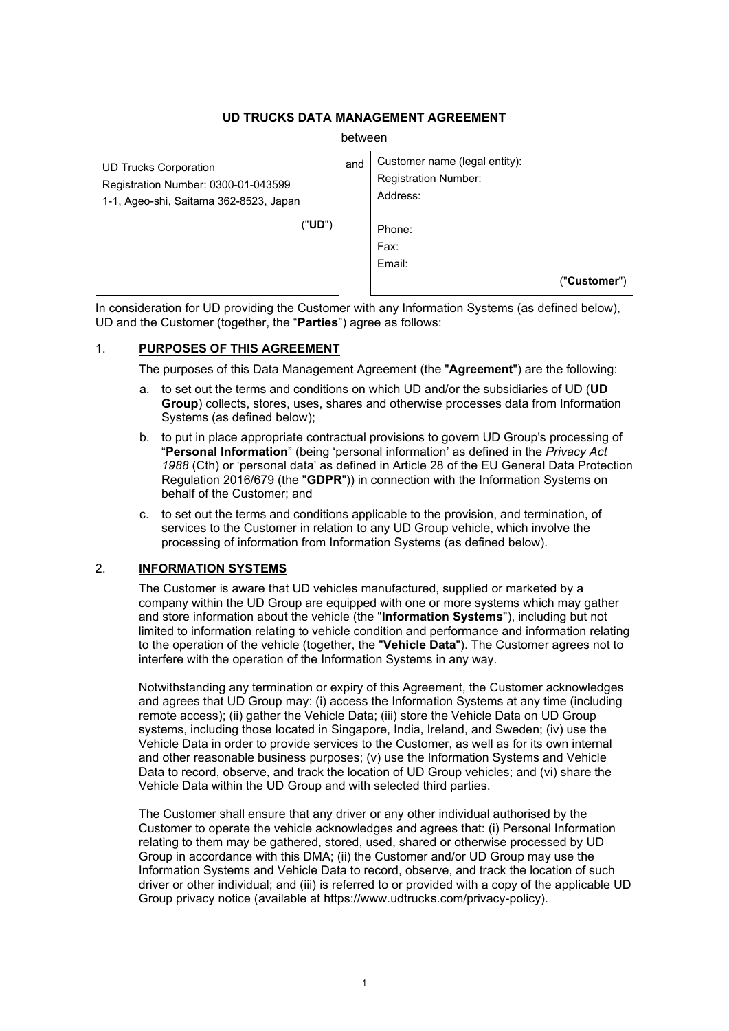# UD TRUCKS DATA MANAGEMENT AGREEMENT

between

| UD Trucks Corporation<br>Registration Number: 0300-01-043599<br>1-1, Ageo-shi, Saitama 362-8523, Japan<br>("**UD**") | and | Customer name (legal entity):<br>Registration Number:<br>Address:<br><br>Phone:<br>Fax:<br>Email:<br>("**Customer**") |
|---|---|---|

In consideration for UD providing the Customer with any Information Systems (as defined below), UD and the Customer (together, the "**Parties**") agree as follows:

## 1. PURPOSES OF THIS AGREEMENT

The purposes of this Data Management Agreement (the "**Agreement**") are the following:

a. to set out the terms and conditions on which UD and/or the subsidiaries of UD (**UD Group**) collects, stores, uses, shares and otherwise processes data from Information Systems (as defined below);

b. to put in place appropriate contractual provisions to govern UD Group's processing of "**Personal Information**" (being 'personal information' as defined in the *Privacy Act 1988* (Cth) or 'personal data' as defined in Article 28 of the EU General Data Protection Regulation 2016/679 (the "**GDPR**")) in connection with the Information Systems on behalf of the Customer; and

c. to set out the terms and conditions applicable to the provision, and termination, of services to the Customer in relation to any UD Group vehicle, which involve the processing of information from Information Systems (as defined below).

## 2. INFORMATION SYSTEMS

The Customer is aware that UD vehicles manufactured, supplied or marketed by a company within the UD Group are equipped with one or more systems which may gather and store information about the vehicle (the "**Information Systems**"), including but not limited to information relating to vehicle condition and performance and information relating to the operation of the vehicle (together, the "**Vehicle Data**"). The Customer agrees not to interfere with the operation of the Information Systems in any way.

Notwithstanding any termination or expiry of this Agreement, the Customer acknowledges and agrees that UD Group may: (i) access the Information Systems at any time (including remote access); (ii) gather the Vehicle Data; (iii) store the Vehicle Data on UD Group systems, including those located in Singapore, India, Ireland, and Sweden; (iv) use the Vehicle Data in order to provide services to the Customer, as well as for its own internal and other reasonable business purposes; (v) use the Information Systems and Vehicle Data to record, observe, and track the location of UD Group vehicles; and (vi) share the Vehicle Data within the UD Group and with selected third parties.

The Customer shall ensure that any driver or any other individual authorised by the Customer to operate the vehicle acknowledges and agrees that: (i) Personal Information relating to them may be gathered, stored, used, shared or otherwise processed by UD Group in accordance with this DMA; (ii) the Customer and/or UD Group may use the Information Systems and Vehicle Data to record, observe, and track the location of such driver or other individual; and (iii) is referred to or provided with a copy of the applicable UD Group privacy notice (available at https://www.udtrucks.com/privacy-policy).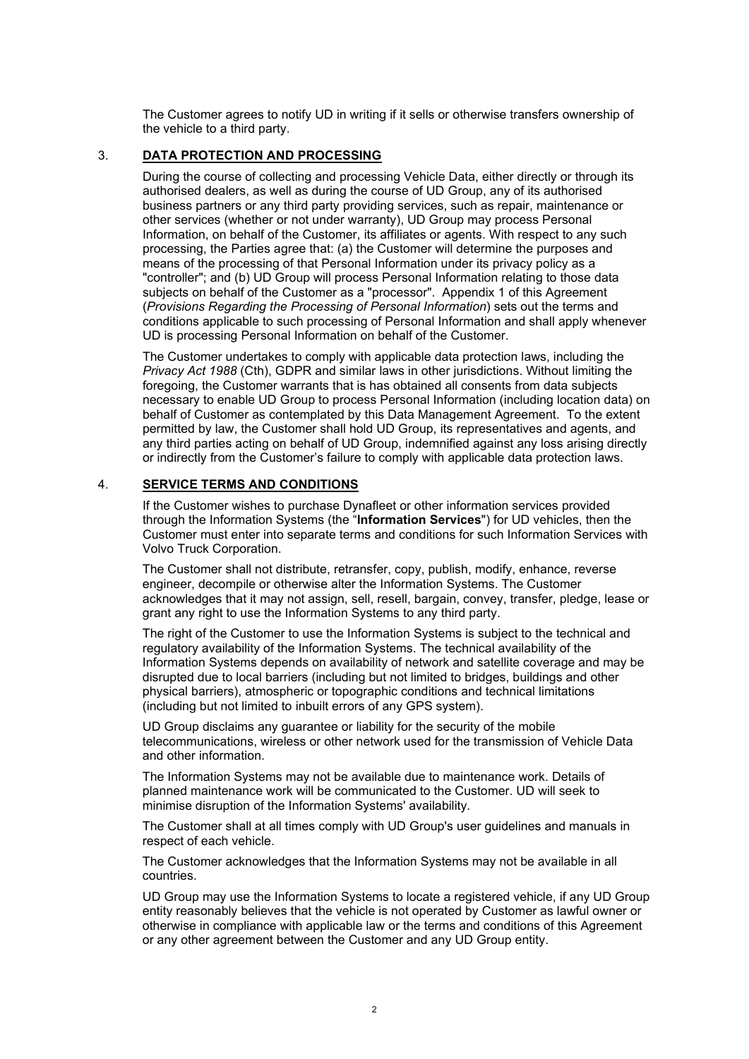The Customer agrees to notify UD in writing if it sells or otherwise transfers ownership of the vehicle to a third party.

## 3. DATA PROTECTION AND PROCESSING

During the course of collecting and processing Vehicle Data, either directly or through its authorised dealers, as well as during the course of UD Group, any of its authorised business partners or any third party providing services, such as repair, maintenance or other services (whether or not under warranty), UD Group may process Personal Information, on behalf of the Customer, its affiliates or agents. With respect to any such processing, the Parties agree that: (a) the Customer will determine the purposes and means of the processing of that Personal Information under its privacy policy as a "controller"; and (b) UD Group will process Personal Information relating to those data subjects on behalf of the Customer as a "processor". Appendix 1 of this Agreement (*Provisions Regarding the Processing of Personal Information*) sets out the terms and conditions applicable to such processing of Personal Information and shall apply whenever UD is processing Personal Information on behalf of the Customer.

The Customer undertakes to comply with applicable data protection laws, including the *Privacy Act 1988* (Cth), GDPR and similar laws in other jurisdictions. Without limiting the foregoing, the Customer warrants that is has obtained all consents from data subjects necessary to enable UD Group to process Personal Information (including location data) on behalf of Customer as contemplated by this Data Management Agreement. To the extent permitted by law, the Customer shall hold UD Group, its representatives and agents, and any third parties acting on behalf of UD Group, indemnified against any loss arising directly or indirectly from the Customer's failure to comply with applicable data protection laws.

## 4. SERVICE TERMS AND CONDITIONS

If the Customer wishes to purchase Dynafleet or other information services provided through the Information Systems (the "**Information Services**") for UD vehicles, then the Customer must enter into separate terms and conditions for such Information Services with Volvo Truck Corporation.

The Customer shall not distribute, retransfer, copy, publish, modify, enhance, reverse engineer, decompile or otherwise alter the Information Systems. The Customer acknowledges that it may not assign, sell, resell, bargain, convey, transfer, pledge, lease or grant any right to use the Information Systems to any third party.

The right of the Customer to use the Information Systems is subject to the technical and regulatory availability of the Information Systems. The technical availability of the Information Systems depends on availability of network and satellite coverage and may be disrupted due to local barriers (including but not limited to bridges, buildings and other physical barriers), atmospheric or topographic conditions and technical limitations (including but not limited to inbuilt errors of any GPS system).

UD Group disclaims any guarantee or liability for the security of the mobile telecommunications, wireless or other network used for the transmission of Vehicle Data and other information.

The Information Systems may not be available due to maintenance work. Details of planned maintenance work will be communicated to the Customer. UD will seek to minimise disruption of the Information Systems' availability.

The Customer shall at all times comply with UD Group's user guidelines and manuals in respect of each vehicle.

The Customer acknowledges that the Information Systems may not be available in all countries.

UD Group may use the Information Systems to locate a registered vehicle, if any UD Group entity reasonably believes that the vehicle is not operated by Customer as lawful owner or otherwise in compliance with applicable law or the terms and conditions of this Agreement or any other agreement between the Customer and any UD Group entity.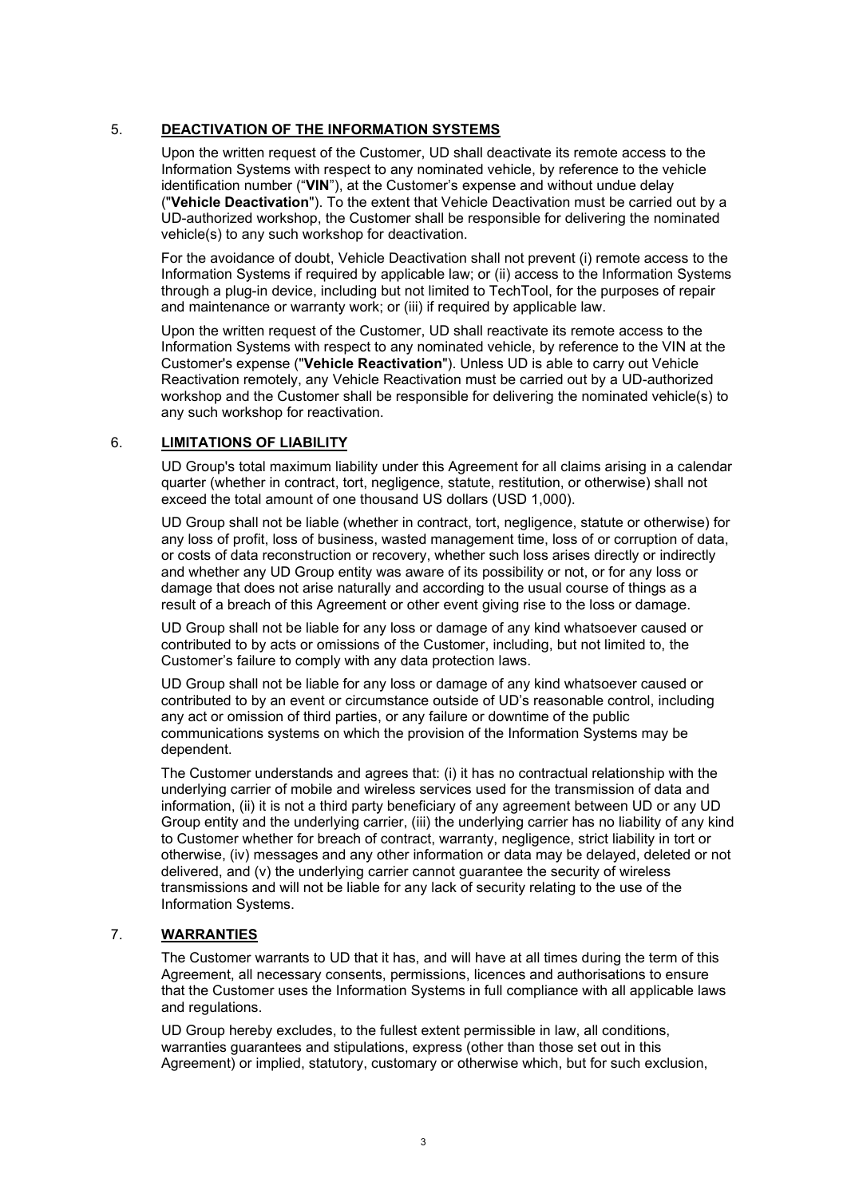## 5. **DEACTIVATION OF THE INFORMATION SYSTEMS**

Upon the written request of the Customer, UD shall deactivate its remote access to the Information Systems with respect to any nominated vehicle, by reference to the vehicle identification number ("**VIN**"), at the Customer's expense and without undue delay ("**Vehicle Deactivation**"). To the extent that Vehicle Deactivation must be carried out by a UD-authorized workshop, the Customer shall be responsible for delivering the nominated vehicle(s) to any such workshop for deactivation.

For the avoidance of doubt, Vehicle Deactivation shall not prevent (i) remote access to the Information Systems if required by applicable law; or (ii) access to the Information Systems through a plug-in device, including but not limited to TechTool, for the purposes of repair and maintenance or warranty work; or (iii) if required by applicable law.

Upon the written request of the Customer, UD shall reactivate its remote access to the Information Systems with respect to any nominated vehicle, by reference to the VIN at the Customer's expense ("**Vehicle Reactivation**"). Unless UD is able to carry out Vehicle Reactivation remotely, any Vehicle Reactivation must be carried out by a UD-authorized workshop and the Customer shall be responsible for delivering the nominated vehicle(s) to any such workshop for reactivation.

## 6. **LIMITATIONS OF LIABILITY**

UD Group's total maximum liability under this Agreement for all claims arising in a calendar quarter (whether in contract, tort, negligence, statute, restitution, or otherwise) shall not exceed the total amount of one thousand US dollars (USD 1,000).

UD Group shall not be liable (whether in contract, tort, negligence, statute or otherwise) for any loss of profit, loss of business, wasted management time, loss of or corruption of data, or costs of data reconstruction or recovery, whether such loss arises directly or indirectly and whether any UD Group entity was aware of its possibility or not, or for any loss or damage that does not arise naturally and according to the usual course of things as a result of a breach of this Agreement or other event giving rise to the loss or damage.

UD Group shall not be liable for any loss or damage of any kind whatsoever caused or contributed to by acts or omissions of the Customer, including, but not limited to, the Customer's failure to comply with any data protection laws.

UD Group shall not be liable for any loss or damage of any kind whatsoever caused or contributed to by an event or circumstance outside of UD's reasonable control, including any act or omission of third parties, or any failure or downtime of the public communications systems on which the provision of the Information Systems may be dependent.

The Customer understands and agrees that: (i) it has no contractual relationship with the underlying carrier of mobile and wireless services used for the transmission of data and information, (ii) it is not a third party beneficiary of any agreement between UD or any UD Group entity and the underlying carrier, (iii) the underlying carrier has no liability of any kind to Customer whether for breach of contract, warranty, negligence, strict liability in tort or otherwise, (iv) messages and any other information or data may be delayed, deleted or not delivered, and (v) the underlying carrier cannot guarantee the security of wireless transmissions and will not be liable for any lack of security relating to the use of the Information Systems.

## 7. **WARRANTIES**

The Customer warrants to UD that it has, and will have at all times during the term of this Agreement, all necessary consents, permissions, licences and authorisations to ensure that the Customer uses the Information Systems in full compliance with all applicable laws and regulations.

UD Group hereby excludes, to the fullest extent permissible in law, all conditions, warranties guarantees and stipulations, express (other than those set out in this Agreement) or implied, statutory, customary or otherwise which, but for such exclusion,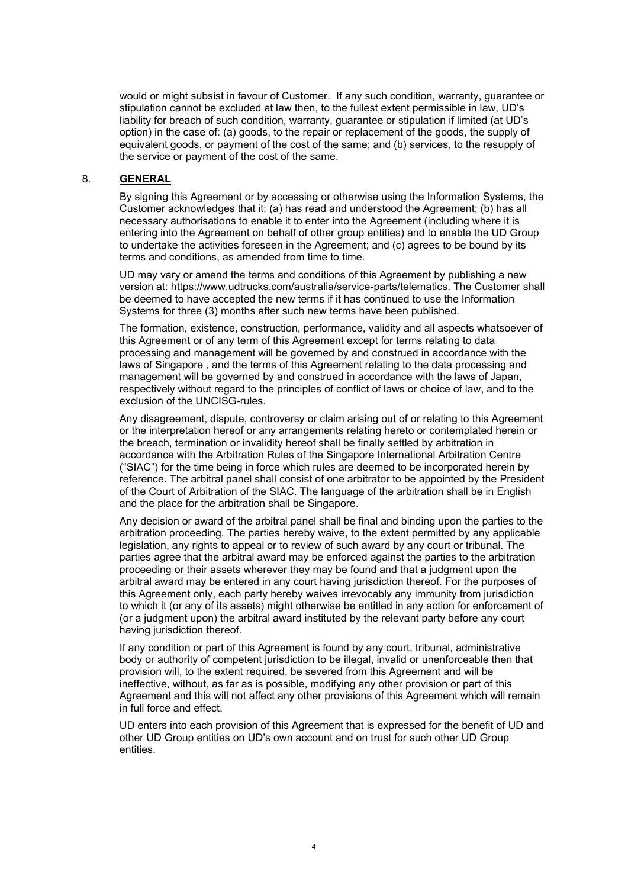would or might subsist in favour of Customer. If any such condition, warranty, guarantee or stipulation cannot be excluded at law then, to the fullest extent permissible in law, UD's liability for breach of such condition, warranty, guarantee or stipulation if limited (at UD's option) in the case of: (a) goods, to the repair or replacement of the goods, the supply of equivalent goods, or payment of the cost of the same; and (b) services, to the resupply of the service or payment of the cost of the same.

## 8. **GENERAL**

By signing this Agreement or by accessing or otherwise using the Information Systems, the Customer acknowledges that it: (a) has read and understood the Agreement; (b) has all necessary authorisations to enable it to enter into the Agreement (including where it is entering into the Agreement on behalf of other group entities) and to enable the UD Group to undertake the activities foreseen in the Agreement; and (c) agrees to be bound by its terms and conditions, as amended from time to time.

UD may vary or amend the terms and conditions of this Agreement by publishing a new version at: https://www.udtrucks.com/australia/service-parts/telematics. The Customer shall be deemed to have accepted the new terms if it has continued to use the Information Systems for three (3) months after such new terms have been published.

The formation, existence, construction, performance, validity and all aspects whatsoever of this Agreement or of any term of this Agreement except for terms relating to data processing and management will be governed by and construed in accordance with the laws of Singapore , and the terms of this Agreement relating to the data processing and management will be governed by and construed in accordance with the laws of Japan, respectively without regard to the principles of conflict of laws or choice of law, and to the exclusion of the UNCISG-rules.

Any disagreement, dispute, controversy or claim arising out of or relating to this Agreement or the interpretation hereof or any arrangements relating hereto or contemplated herein or the breach, termination or invalidity hereof shall be finally settled by arbitration in accordance with the Arbitration Rules of the Singapore International Arbitration Centre ("SIAC") for the time being in force which rules are deemed to be incorporated herein by reference. The arbitral panel shall consist of one arbitrator to be appointed by the President of the Court of Arbitration of the SIAC. The language of the arbitration shall be in English and the place for the arbitration shall be Singapore.

Any decision or award of the arbitral panel shall be final and binding upon the parties to the arbitration proceeding. The parties hereby waive, to the extent permitted by any applicable legislation, any rights to appeal or to review of such award by any court or tribunal. The parties agree that the arbitral award may be enforced against the parties to the arbitration proceeding or their assets wherever they may be found and that a judgment upon the arbitral award may be entered in any court having jurisdiction thereof. For the purposes of this Agreement only, each party hereby waives irrevocably any immunity from jurisdiction to which it (or any of its assets) might otherwise be entitled in any action for enforcement of (or a judgment upon) the arbitral award instituted by the relevant party before any court having jurisdiction thereof.

If any condition or part of this Agreement is found by any court, tribunal, administrative body or authority of competent jurisdiction to be illegal, invalid or unenforceable then that provision will, to the extent required, be severed from this Agreement and will be ineffective, without, as far as is possible, modifying any other provision or part of this Agreement and this will not affect any other provisions of this Agreement which will remain in full force and effect.

UD enters into each provision of this Agreement that is expressed for the benefit of UD and other UD Group entities on UD's own account and on trust for such other UD Group entities.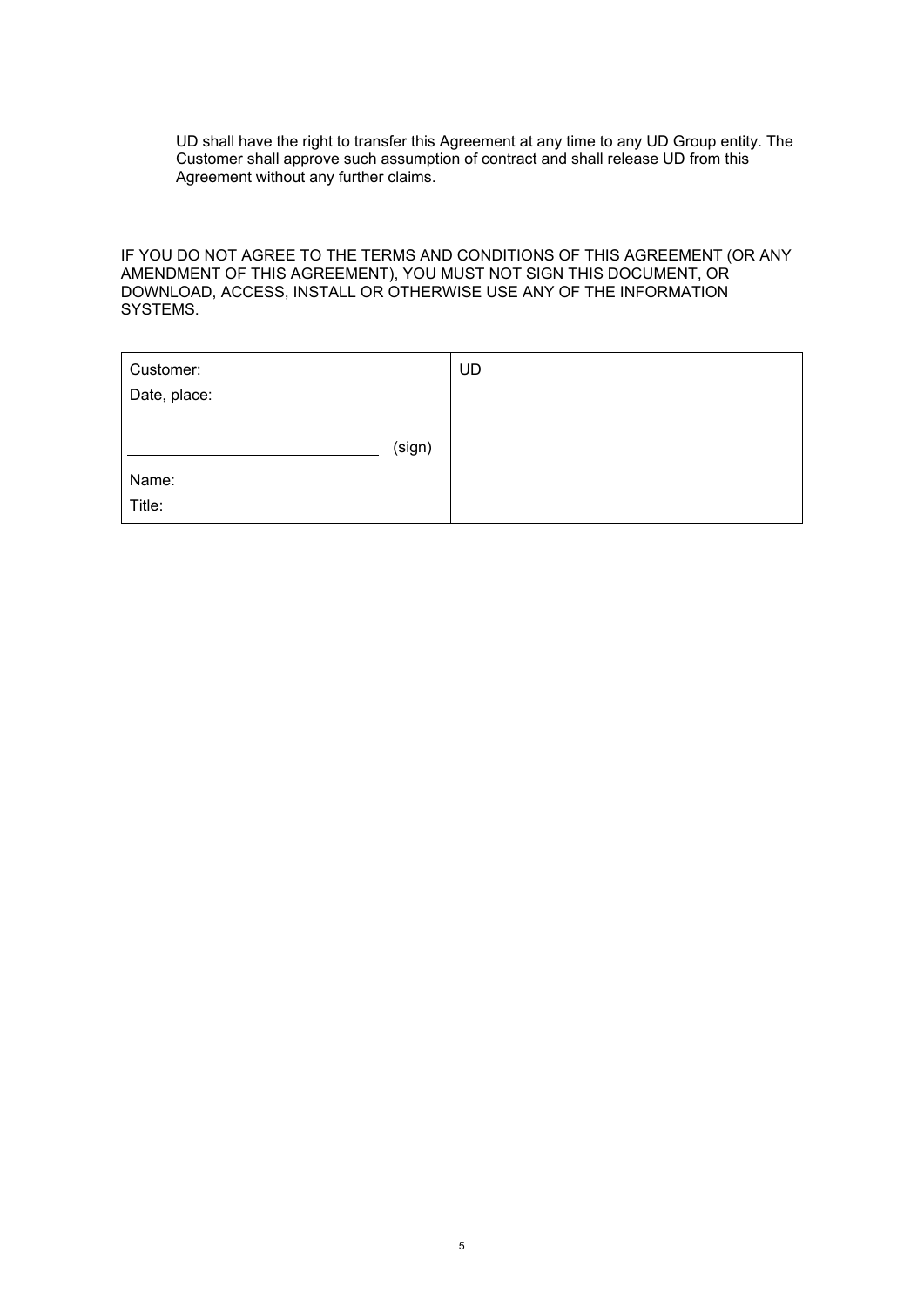UD shall have the right to transfer this Agreement at any time to any UD Group entity. The Customer shall approve such assumption of contract and shall release UD from this Agreement without any further claims.

IF YOU DO NOT AGREE TO THE TERMS AND CONDITIONS OF THIS AGREEMENT (OR ANY AMENDMENT OF THIS AGREEMENT), YOU MUST NOT SIGN THIS DOCUMENT, OR DOWNLOAD, ACCESS, INSTALL OR OTHERWISE USE ANY OF THE INFORMATION SYSTEMS.

| Customer:<br>Date, place:<br><br>\_\_\_\_\_\_\_\_\_\_\_\_\_\_\_\_\_\_\_\_\_\_\_\_ (sign)<br><br>Name:<br>Title: | UD |
|---|---|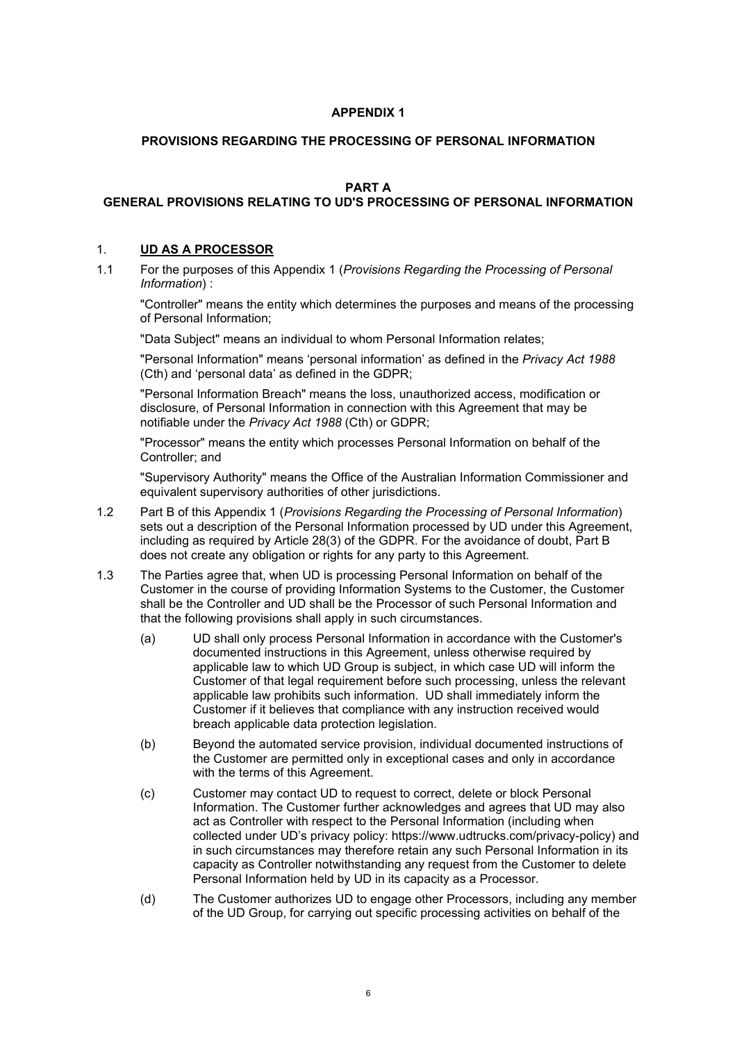**APPENDIX 1**

**PROVISIONS REGARDING THE PROCESSING OF PERSONAL INFORMATION**

**PART A**
**GENERAL PROVISIONS RELATING TO UD'S PROCESSING OF PERSONAL INFORMATION**

1. **UD AS A PROCESSOR**

1.1 For the purposes of this Appendix 1 (*Provisions Regarding the Processing of Personal Information*) :

"Controller" means the entity which determines the purposes and means of the processing of Personal Information;

"Data Subject" means an individual to whom Personal Information relates;

"Personal Information" means 'personal information' as defined in the *Privacy Act 1988* (Cth) and 'personal data' as defined in the GDPR;

"Personal Information Breach" means the loss, unauthorized access, modification or disclosure, of Personal Information in connection with this Agreement that may be notifiable under the *Privacy Act 1988* (Cth) or GDPR;

"Processor" means the entity which processes Personal Information on behalf of the Controller; and

"Supervisory Authority" means the Office of the Australian Information Commissioner and equivalent supervisory authorities of other jurisdictions.

1.2 Part B of this Appendix 1 (*Provisions Regarding the Processing of Personal Information*) sets out a description of the Personal Information processed by UD under this Agreement, including as required by Article 28(3) of the GDPR. For the avoidance of doubt, Part B does not create any obligation or rights for any party to this Agreement.

1.3 The Parties agree that, when UD is processing Personal Information on behalf of the Customer in the course of providing Information Systems to the Customer, the Customer shall be the Controller and UD shall be the Processor of such Personal Information and that the following provisions shall apply in such circumstances.

(a) UD shall only process Personal Information in accordance with the Customer's documented instructions in this Agreement, unless otherwise required by applicable law to which UD Group is subject, in which case UD will inform the Customer of that legal requirement before such processing, unless the relevant applicable law prohibits such information. UD shall immediately inform the Customer if it believes that compliance with any instruction received would breach applicable data protection legislation.

(b) Beyond the automated service provision, individual documented instructions of the Customer are permitted only in exceptional cases and only in accordance with the terms of this Agreement.

(c) Customer may contact UD to request to correct, delete or block Personal Information. The Customer further acknowledges and agrees that UD may also act as Controller with respect to the Personal Information (including when collected under UD's privacy policy: https://www.udtrucks.com/privacy-policy) and in such circumstances may therefore retain any such Personal Information in its capacity as Controller notwithstanding any request from the Customer to delete Personal Information held by UD in its capacity as a Processor.

(d) The Customer authorizes UD to engage other Processors, including any member of the UD Group, for carrying out specific processing activities on behalf of the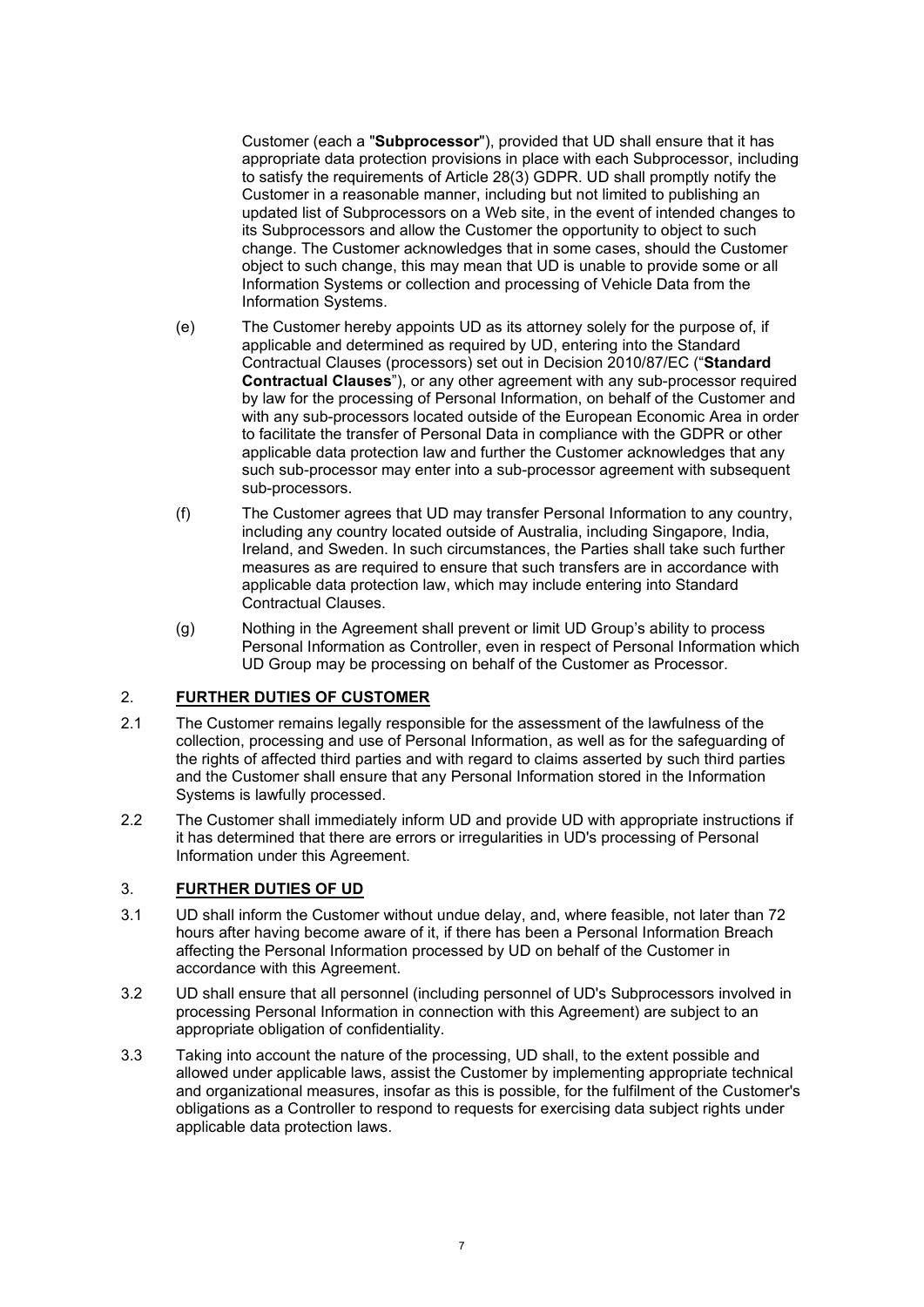Customer (each a "**Subprocessor**"), provided that UD shall ensure that it has appropriate data protection provisions in place with each Subprocessor, including to satisfy the requirements of Article 28(3) GDPR. UD shall promptly notify the Customer in a reasonable manner, including but not limited to publishing an updated list of Subprocessors on a Web site, in the event of intended changes to its Subprocessors and allow the Customer the opportunity to object to such change. The Customer acknowledges that in some cases, should the Customer object to such change, this may mean that UD is unable to provide some or all Information Systems or collection and processing of Vehicle Data from the Information Systems.

(e) The Customer hereby appoints UD as its attorney solely for the purpose of, if applicable and determined as required by UD, entering into the Standard Contractual Clauses (processors) set out in Decision 2010/87/EC ("**Standard Contractual Clauses**"), or any other agreement with any sub-processor required by law for the processing of Personal Information, on behalf of the Customer and with any sub-processors located outside of the European Economic Area in order to facilitate the transfer of Personal Data in compliance with the GDPR or other applicable data protection law and further the Customer acknowledges that any such sub-processor may enter into a sub-processor agreement with subsequent sub-processors.

(f) The Customer agrees that UD may transfer Personal Information to any country, including any country located outside of Australia, including Singapore, India, Ireland, and Sweden. In such circumstances, the Parties shall take such further measures as are required to ensure that such transfers are in accordance with applicable data protection law, which may include entering into Standard Contractual Clauses.

(g) Nothing in the Agreement shall prevent or limit UD Group's ability to process Personal Information as Controller, even in respect of Personal Information which UD Group may be processing on behalf of the Customer as Processor.

## 2. FURTHER DUTIES OF CUSTOMER

2.1 The Customer remains legally responsible for the assessment of the lawfulness of the collection, processing and use of Personal Information, as well as for the safeguarding of the rights of affected third parties and with regard to claims asserted by such third parties and the Customer shall ensure that any Personal Information stored in the Information Systems is lawfully processed.

2.2 The Customer shall immediately inform UD and provide UD with appropriate instructions if it has determined that there are errors or irregularities in UD's processing of Personal Information under this Agreement.

## 3. FURTHER DUTIES OF UD

3.1 UD shall inform the Customer without undue delay, and, where feasible, not later than 72 hours after having become aware of it, if there has been a Personal Information Breach affecting the Personal Information processed by UD on behalf of the Customer in accordance with this Agreement.

3.2 UD shall ensure that all personnel (including personnel of UD's Subprocessors involved in processing Personal Information in connection with this Agreement) are subject to an appropriate obligation of confidentiality.

3.3 Taking into account the nature of the processing, UD shall, to the extent possible and allowed under applicable laws, assist the Customer by implementing appropriate technical and organizational measures, insofar as this is possible, for the fulfilment of the Customer's obligations as a Controller to respond to requests for exercising data subject rights under applicable data protection laws.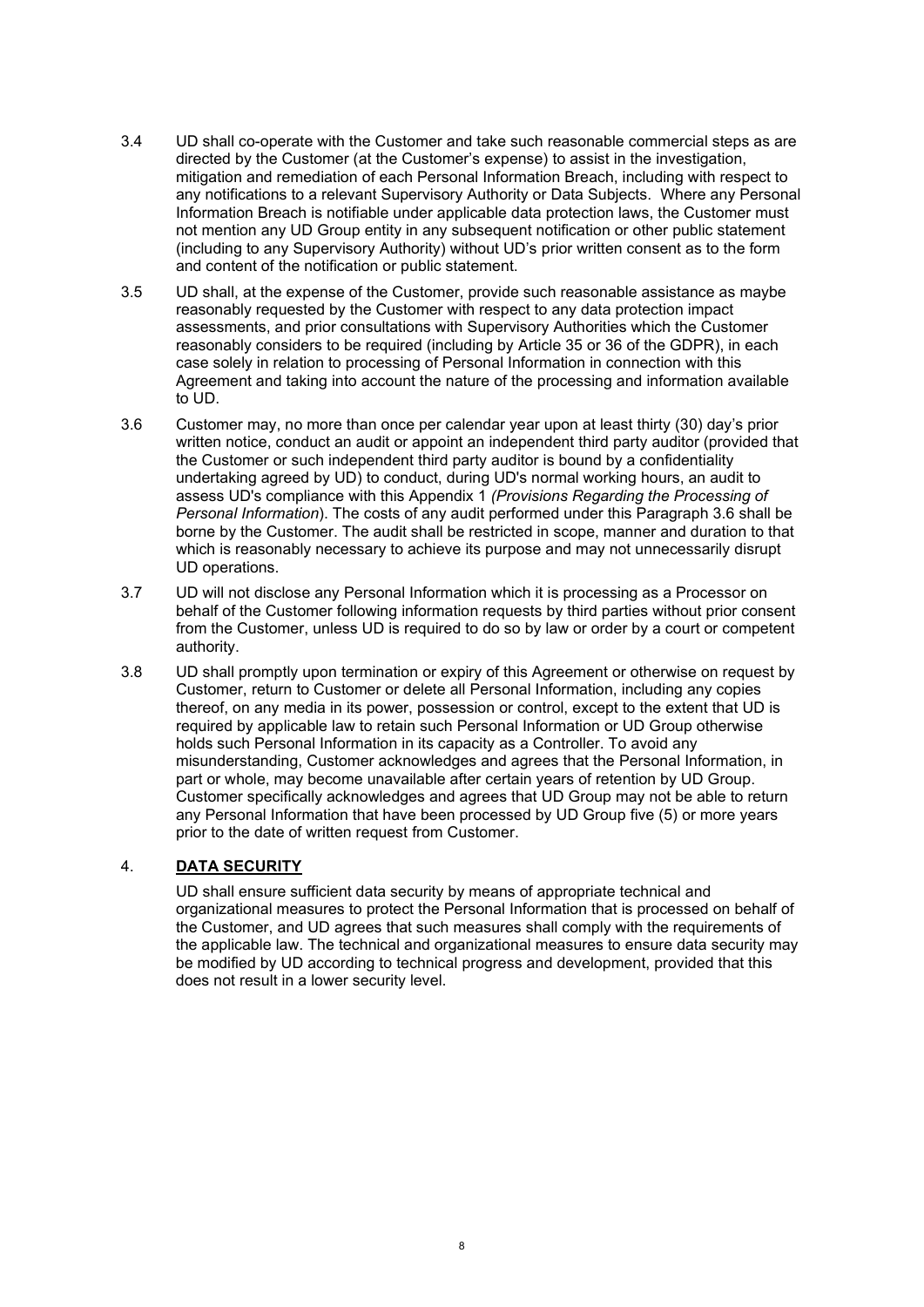3.4 UD shall co-operate with the Customer and take such reasonable commercial steps as are directed by the Customer (at the Customer's expense) to assist in the investigation, mitigation and remediation of each Personal Information Breach, including with respect to any notifications to a relevant Supervisory Authority or Data Subjects. Where any Personal Information Breach is notifiable under applicable data protection laws, the Customer must not mention any UD Group entity in any subsequent notification or other public statement (including to any Supervisory Authority) without UD's prior written consent as to the form and content of the notification or public statement.

3.5 UD shall, at the expense of the Customer, provide such reasonable assistance as maybe reasonably requested by the Customer with respect to any data protection impact assessments, and prior consultations with Supervisory Authorities which the Customer reasonably considers to be required (including by Article 35 or 36 of the GDPR), in each case solely in relation to processing of Personal Information in connection with this Agreement and taking into account the nature of the processing and information available to UD.

3.6 Customer may, no more than once per calendar year upon at least thirty (30) day's prior written notice, conduct an audit or appoint an independent third party auditor (provided that the Customer or such independent third party auditor is bound by a confidentiality undertaking agreed by UD) to conduct, during UD's normal working hours, an audit to assess UD's compliance with this Appendix 1 *(Provisions Regarding the Processing of Personal Information*). The costs of any audit performed under this Paragraph 3.6 shall be borne by the Customer. The audit shall be restricted in scope, manner and duration to that which is reasonably necessary to achieve its purpose and may not unnecessarily disrupt UD operations.

3.7 UD will not disclose any Personal Information which it is processing as a Processor on behalf of the Customer following information requests by third parties without prior consent from the Customer, unless UD is required to do so by law or order by a court or competent authority.

3.8 UD shall promptly upon termination or expiry of this Agreement or otherwise on request by Customer, return to Customer or delete all Personal Information, including any copies thereof, on any media in its power, possession or control, except to the extent that UD is required by applicable law to retain such Personal Information or UD Group otherwise holds such Personal Information in its capacity as a Controller. To avoid any misunderstanding, Customer acknowledges and agrees that the Personal Information, in part or whole, may become unavailable after certain years of retention by UD Group. Customer specifically acknowledges and agrees that UD Group may not be able to return any Personal Information that have been processed by UD Group five (5) or more years prior to the date of written request from Customer.

## 4. **DATA SECURITY**

UD shall ensure sufficient data security by means of appropriate technical and organizational measures to protect the Personal Information that is processed on behalf of the Customer, and UD agrees that such measures shall comply with the requirements of the applicable law. The technical and organizational measures to ensure data security may be modified by UD according to technical progress and development, provided that this does not result in a lower security level.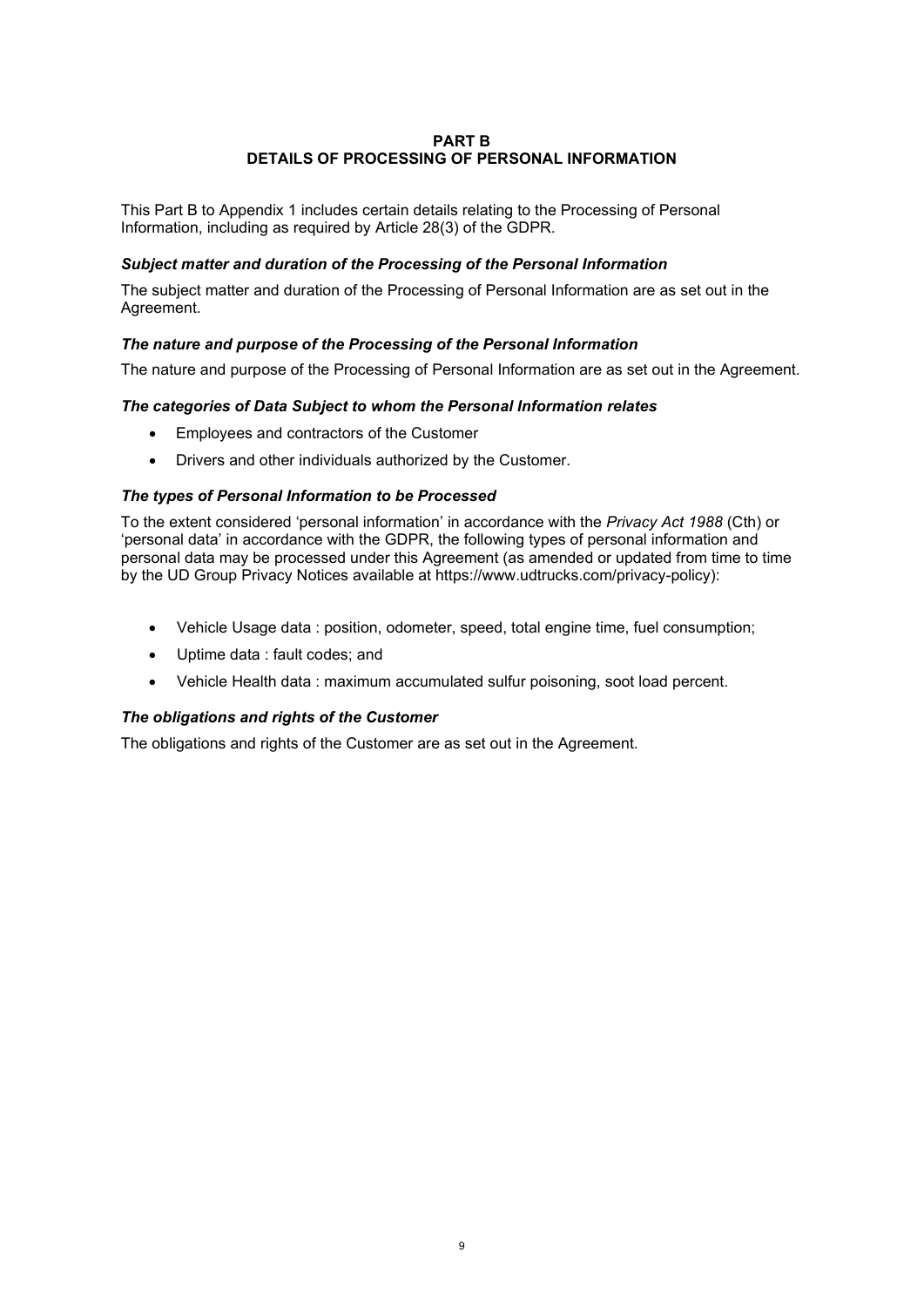**PART B**
**DETAILS OF PROCESSING OF PERSONAL INFORMATION**

This Part B to Appendix 1 includes certain details relating to the Processing of Personal Information, including as required by Article 28(3) of the GDPR.

***Subject matter and duration of the Processing of the Personal Information***

The subject matter and duration of the Processing of Personal Information are as set out in the Agreement.

***The nature and purpose of the Processing of the Personal Information***

The nature and purpose of the Processing of Personal Information are as set out in the Agreement.

***The categories of Data Subject to whom the Personal Information relates***

- Employees and contractors of the Customer
- Drivers and other individuals authorized by the Customer.

***The types of Personal Information to be Processed***

To the extent considered 'personal information' in accordance with the *Privacy Act 1988* (Cth) or 'personal data' in accordance with the GDPR, the following types of personal information and personal data may be processed under this Agreement (as amended or updated from time to time by the UD Group Privacy Notices available at https://www.udtrucks.com/privacy-policy):

- Vehicle Usage data : position, odometer, speed, total engine time, fuel consumption;
- Uptime data : fault codes; and
- Vehicle Health data : maximum accumulated sulfur poisoning, soot load percent.

***The obligations and rights of the Customer***

The obligations and rights of the Customer are as set out in the Agreement.